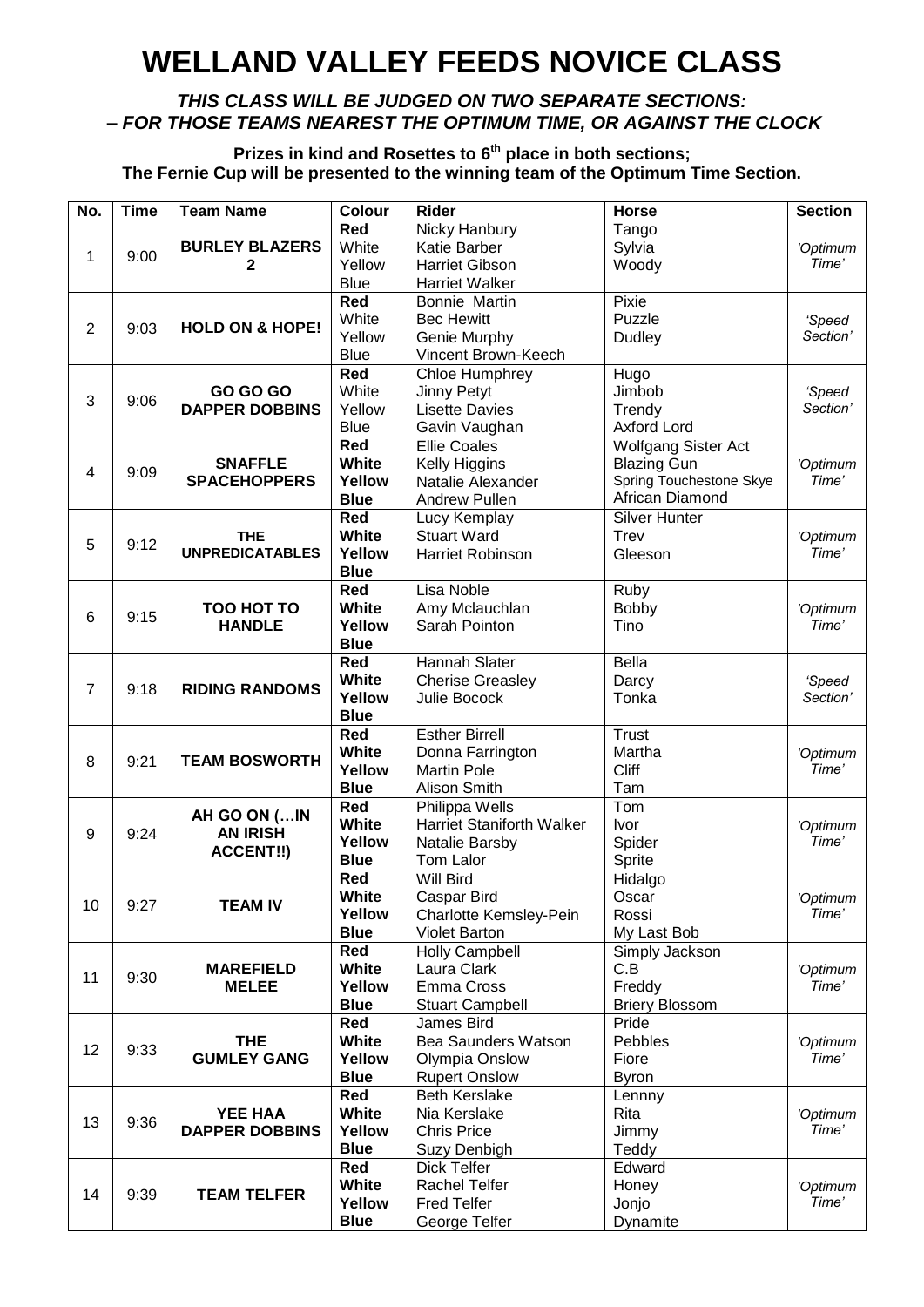# WELLAND VALLEY FEEDS NOVICE CLASS

***THIS CLASS WILL BE JUDGED ON TWO SEPARATE SECTIONS: – FOR THOSE TEAMS NEAREST THE OPTIMUM TIME, OR AGAINST THE CLOCK***

**Prizes in kind and Rosettes to 6th place in both sections; The Fernie Cup will be presented to the winning team of the Optimum Time Section.**

| No. | Time | Team Name | Colour | Rider | Horse | Section |
|---|---|---|---|---|---|---|
| 1 | 9:00 | **BURLEY BLAZERS 2** | **Red**<br>White<br>Yellow<br>Blue | Nicky Hanbury<br>Katie Barber<br>Harriet Gibson<br>Harriet Walker | Tango<br>Sylvia<br>Woody | *'Optimum Time'* |
| 2 | 9:03 | **HOLD ON & HOPE!** | **Red**<br>White<br>Yellow<br>Blue | Bonnie Martin<br>Bec Hewitt<br>Genie Murphy<br>Vincent Brown-Keech | Pixie<br>Puzzle<br>Dudley | *'Speed Section'* |
| 3 | 9:06 | **GO GO GO DAPPER DOBBINS** | **Red**<br>White<br>Yellow<br>Blue | Chloe Humphrey<br>Jinny Petyt<br>Lisette Davies<br>Gavin Vaughan | Hugo<br>Jimbob<br>Trendy<br>Axford Lord | *'Speed Section'* |
| 4 | 9:09 | **SNAFFLE SPACEHOPPERS** | **Red**<br>**White**<br>**Yellow**<br>**Blue** | Ellie Coales<br>Kelly Higgins<br>Natalie Alexander<br>Andrew Pullen | Wolfgang Sister Act<br>Blazing Gun<br>Spring Touchestone Skye<br>African Diamond | *'Optimum Time'* |
| 5 | 9:12 | **THE UNPREDICATABLES** | **Red**<br>**White**<br>**Yellow**<br>**Blue** | Lucy Kemplay<br>Stuart Ward<br>Harriet Robinson | Silver Hunter<br>Trev<br>Gleeson | *'Optimum Time'* |
| 6 | 9:15 | **TOO HOT TO HANDLE** | **Red**<br>**White**<br>**Yellow**<br>**Blue** | Lisa Noble<br>Amy Mclauchlan<br>Sarah Pointon | Ruby<br>Bobby<br>Tino | *'Optimum Time'* |
| 7 | 9:18 | **RIDING RANDOMS** | **Red**<br>**White**<br>**Yellow**<br>**Blue** | Hannah Slater<br>Cherise Greasley<br>Julie Bocock | Bella<br>Darcy<br>Tonka | *'Speed Section'* |
| 8 | 9:21 | **TEAM BOSWORTH** | **Red**<br>**White**<br>**Yellow**<br>**Blue** | Esther Birrell<br>Donna Farrington<br>Martin Pole<br>Alison Smith | Trust<br>Martha<br>Cliff<br>Tam | *'Optimum Time'* |
| 9 | 9:24 | **AH GO ON (…IN AN IRISH ACCENT!!)** | **Red**<br>**White**<br>**Yellow**<br>**Blue** | Philippa Wells<br>Harriet Staniforth Walker<br>Natalie Barsby<br>Tom Lalor | Tom<br>Ivor<br>Spider<br>Sprite | *'Optimum Time'* |
| 10 | 9:27 | **TEAM IV** | **Red**<br>**White**<br>**Yellow**<br>**Blue** | Will Bird<br>Caspar Bird<br>Charlotte Kemsley-Pein<br>Violet Barton | Hidalgo<br>Oscar<br>Rossi<br>My Last Bob | *'Optimum Time'* |
| 11 | 9:30 | **MAREFIELD MELEE** | **Red**<br>**White**<br>**Yellow**<br>**Blue** | Holly Campbell<br>Laura Clark<br>Emma Cross<br>Stuart Campbell | Simply Jackson<br>C.B<br>Freddy<br>Briery Blossom | *'Optimum Time'* |
| 12 | 9:33 | **THE GUMLEY GANG** | **Red**<br>**White**<br>**Yellow**<br>**Blue** | James Bird<br>Bea Saunders Watson<br>Olympia Onslow<br>Rupert Onslow | Pride<br>Pebbles<br>Fiore<br>Byron | *'Optimum Time'* |
| 13 | 9:36 | **YEE HAA DAPPER DOBBINS** | **Red**<br>**White**<br>**Yellow**<br>**Blue** | Beth Kerslake<br>Nia Kerslake<br>Chris Price<br>Suzy Denbigh | Lennny<br>Rita<br>Jimmy<br>Teddy | *'Optimum Time'* |
| 14 | 9:39 | **TEAM TELFER** | **Red**<br>**White**<br>**Yellow**<br>**Blue** | Dick Telfer<br>Rachel Telfer<br>Fred Telfer<br>George Telfer | Edward<br>Honey<br>Jonjo<br>Dynamite | *'Optimum Time'* |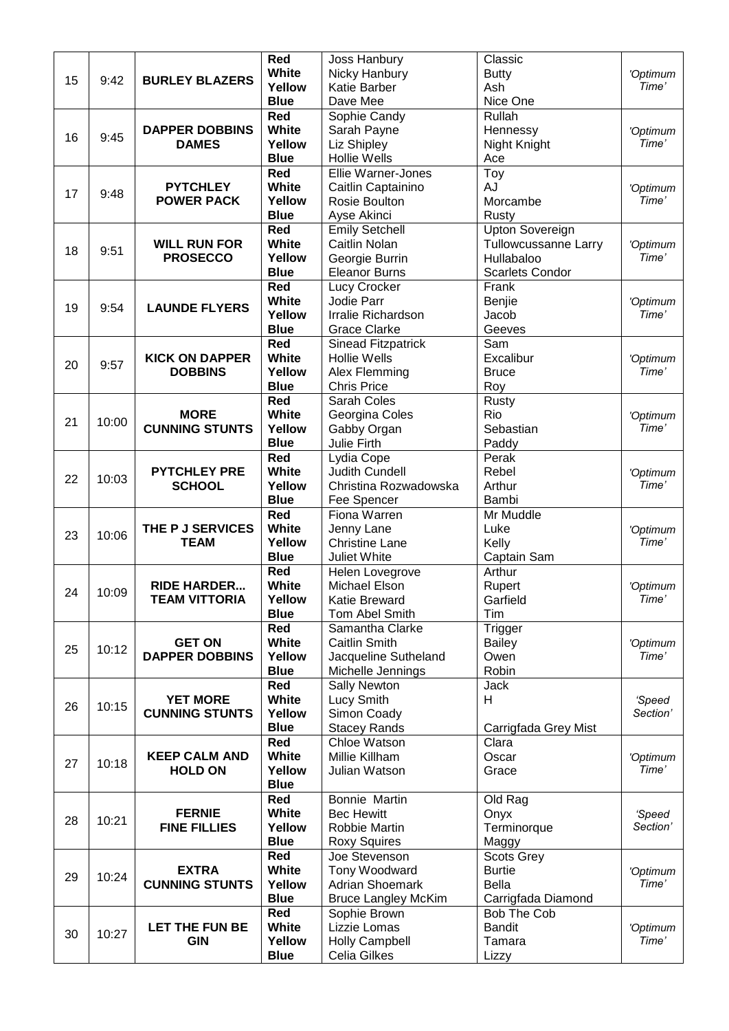| | | | | | | |
|---|---|---|---|---|---|---|
| 15 | 9:42 | **BURLEY BLAZERS** | **Red** | Joss Hanbury | Classic | *'Optimum Time'* |
| | | | **White** | Nicky Hanbury | Butty | |
| | | | **Yellow** | Katie Barber | Ash | |
| | | | **Blue** | Dave Mee | Nice One | |
| 16 | 9:45 | **DAPPER DOBBINS DAMES** | **Red** | Sophie Candy | Rullah | *'Optimum Time'* |
| | | | **White** | Sarah Payne | Hennessy | |
| | | | **Yellow** | Liz Shipley | Night Knight | |
| | | | **Blue** | Hollie Wells | Ace | |
| 17 | 9:48 | **PYTCHLEY POWER PACK** | **Red** | Ellie Warner-Jones | Toy | *'Optimum Time'* |
| | | | **White** | Caitlin Captainino | AJ | |
| | | | **Yellow** | Rosie Boulton | Morcambe | |
| | | | **Blue** | Ayse Akinci | Rusty | |
| 18 | 9:51 | **WILL RUN FOR PROSECCO** | **Red** | Emily Setchell | Upton Sovereign | *'Optimum Time'* |
| | | | **White** | Caitlin Nolan | Tullowcussanne Larry | |
| | | | **Yellow** | Georgie Burrin | Hullabaloo | |
| | | | **Blue** | Eleanor Burns | Scarlets Condor | |
| 19 | 9:54 | **LAUNDE FLYERS** | **Red** | Lucy Crocker | Frank | *'Optimum Time'* |
| | | | **White** | Jodie Parr | Benjie | |
| | | | **Yellow** | Irralie Richardson | Jacob | |
| | | | **Blue** | Grace Clarke | Geeves | |
| 20 | 9:57 | **KICK ON DAPPER DOBBINS** | **Red** | Sinead Fitzpatrick | Sam | *'Optimum Time'* |
| | | | **White** | Hollie Wells | Excalibur | |
| | | | **Yellow** | Alex Flemming | Bruce | |
| | | | **Blue** | Chris Price | Roy | |
| 21 | 10:00 | **MORE CUNNING STUNTS** | **Red** | Sarah Coles | Rusty | *'Optimum Time'* |
| | | | **White** | Georgina Coles | Rio | |
| | | | **Yellow** | Gabby Organ | Sebastian | |
| | | | **Blue** | Julie Firth | Paddy | |
| 22 | 10:03 | **PYTCHLEY PRE SCHOOL** | **Red** | Lydia Cope | Perak | *'Optimum Time'* |
| | | | **White** | Judith Cundell | Rebel | |
| | | | **Yellow** | Christina Rozwadowska | Arthur | |
| | | | **Blue** | Fee Spencer | Bambi | |
| 23 | 10:06 | **THE P J SERVICES TEAM** | **Red** | Fiona Warren | Mr Muddle | *'Optimum Time'* |
| | | | **White** | Jenny Lane | Luke | |
| | | | **Yellow** | Christine Lane | Kelly | |
| | | | **Blue** | Juliet White | Captain Sam | |
| 24 | 10:09 | **RIDE HARDER... TEAM VITTORIA** | **Red** | Helen Lovegrove | Arthur | *'Optimum Time'* |
| | | | **White** | Michael Elson | Rupert | |
| | | | **Yellow** | Katie Breward | Garfield | |
| | | | **Blue** | Tom Abel Smith | Tim | |
| 25 | 10:12 | **GET ON DAPPER DOBBINS** | **Red** | Samantha Clarke | Trigger | *'Optimum Time'* |
| | | | **White** | Caitlin Smith | Bailey | |
| | | | **Yellow** | Jacqueline Sutheland | Owen | |
| | | | **Blue** | Michelle Jennings | Robin | |
| 26 | 10:15 | **YET MORE CUNNING STUNTS** | **Red** | Sally Newton | Jack | *'Speed Section'* |
| | | | **White** | Lucy Smith | H | |
| | | | **Yellow** | Simon Coady | | |
| | | | **Blue** | Stacey Rands | Carrigfada Grey Mist | |
| 27 | 10:18 | **KEEP CALM AND HOLD ON** | **Red** | Chloe Watson | Clara | *'Optimum Time'* |
| | | | **White** | Millie Killham | Oscar | |
| | | | **Yellow** | Julian Watson | Grace | |
| | | | **Blue** | | | |
| 28 | 10:21 | **FERNIE FINE FILLIES** | **Red** | Bonnie Martin | Old Rag | *'Speed Section'* |
| | | | **White** | Bec Hewitt | Onyx | |
| | | | **Yellow** | Robbie Martin | Terminorque | |
| | | | **Blue** | Roxy Squires | Maggy | |
| 29 | 10:24 | **EXTRA CUNNING STUNTS** | **Red** | Joe Stevenson | Scots Grey | *'Optimum Time'* |
| | | | **White** | Tony Woodward | Burtie | |
| | | | **Yellow** | Adrian Shoemark | Bella | |
| | | | **Blue** | Bruce Langley McKim | Carrigfada Diamond | |
| 30 | 10:27 | **LET THE FUN BE GIN** | **Red** | Sophie Brown | Bob The Cob | *'Optimum Time'* |
| | | | **White** | Lizzie Lomas | Bandit | |
| | | | **Yellow** | Holly Campbell | Tamara | |
| | | | **Blue** | Celia Gilkes | Lizzy | |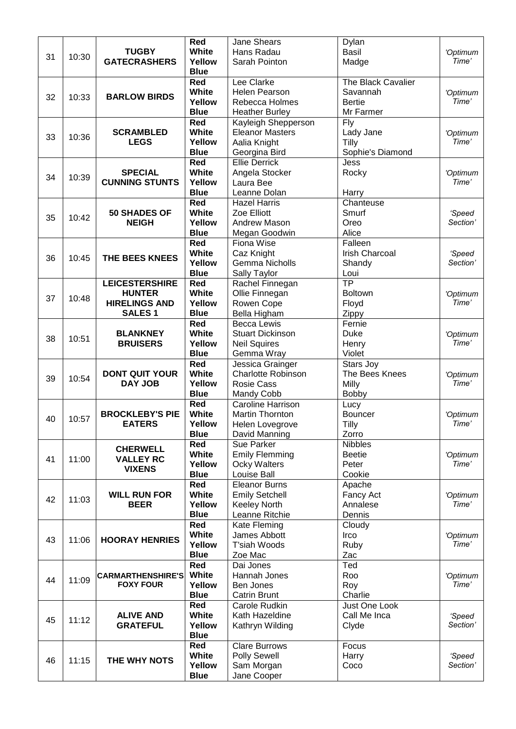| | | | | | | |
|---|---|---|---|---|---|---|
| 31 | 10:30 | **TUGBY GATECRASHERS** | **Red**<br>**White**<br>**Yellow**<br>**Blue** | Jane Shears<br>Hans Radau<br>Sarah Pointon | Dylan<br>Basil<br>Madge | *'Optimum Time'* |
| 32 | 10:33 | **BARLOW BIRDS** | **Red**<br>**White**<br>**Yellow**<br>**Blue** | Lee Clarke<br>Helen Pearson<br>Rebecca Holmes<br>Heather Burley | The Black Cavalier<br>Savannah<br>Bertie<br>Mr Farmer | *'Optimum Time'* |
| 33 | 10:36 | **SCRAMBLED LEGS** | **Red**<br>**White**<br>**Yellow**<br>**Blue** | Kayleigh Shepperson<br>Eleanor Masters<br>Aalia Knight<br>Georgina Bird | Fly<br>Lady Jane<br>Tilly<br>Sophie's Diamond | *'Optimum Time'* |
| 34 | 10:39 | **SPECIAL CUNNING STUNTS** | **Red**<br>**White**<br>**Yellow**<br>**Blue** | Ellie Derrick<br>Angela Stocker<br>Laura Bee<br>Leanne Dolan | Jess<br>Rocky<br><br>Harry | *'Optimum Time'* |
| 35 | 10:42 | **50 SHADES OF NEIGH** | **Red**<br>**White**<br>**Yellow**<br>**Blue** | Hazel Harris<br>Zoe Elliott<br>Andrew Mason<br>Megan Goodwin | Chanteuse<br>Smurf<br>Oreo<br>Alice | *'Speed Section'* |
| 36 | 10:45 | **THE BEES KNEES** | **Red**<br>**White**<br>**Yellow**<br>**Blue** | Fiona Wise<br>Caz Knight<br>Gemma Nicholls<br>Sally Taylor | Falleen<br>Irish Charcoal<br>Shandy<br>Loui | *'Speed Section'* |
| 37 | 10:48 | **LEICESTERSHIRE HUNTER HIRELINGS AND SALES 1** | **Red**<br>**White**<br>**Yellow**<br>**Blue** | Rachel Finnegan<br>Ollie Finnegan<br>Rowen Cope<br>Bella Higham | TP<br>Boltown<br>Floyd<br>Zippy | *'Optimum Time'* |
| 38 | 10:51 | **BLANKNEY BRUISERS** | **Red**<br>**White**<br>**Yellow**<br>**Blue** | Becca Lewis<br>Stuart Dickinson<br>Neil Squires<br>Gemma Wray | Fernie<br>Duke<br>Henry<br>Violet | *'Optimum Time'* |
| 39 | 10:54 | **DONT QUIT YOUR DAY JOB** | **Red**<br>**White**<br>**Yellow**<br>**Blue** | Jessica Grainger<br>Charlotte Robinson<br>Rosie Cass<br>Mandy Cobb | Stars Joy<br>The Bees Knees<br>Milly<br>Bobby | *'Optimum Time'* |
| 40 | 10:57 | **BROCKLEBY'S PIE EATERS** | **Red**<br>**White**<br>**Yellow**<br>**Blue** | Caroline Harrison<br>Martin Thornton<br>Helen Lovegrove<br>David Manning | Lucy<br>Bouncer<br>Tilly<br>Zorro | *'Optimum Time'* |
| 41 | 11:00 | **CHERWELL VALLEY RC VIXENS** | **Red**<br>**White**<br>**Yellow**<br>**Blue** | Sue Parker<br>Emily Flemming<br>Ocky Walters<br>Louise Ball | Nibbles<br>Beetie<br>Peter<br>Cookie | *'Optimum Time'* |
| 42 | 11:03 | **WILL RUN FOR BEER** | **Red**<br>**White**<br>**Yellow**<br>**Blue** | Eleanor Burns<br>Emily Setchell<br>Keeley North<br>Leanne Ritchie | Apache<br>Fancy Act<br>Annalese<br>Dennis | *'Optimum Time'* |
| 43 | 11:06 | **HOORAY HENRIES** | **Red**<br>**White**<br>**Yellow**<br>**Blue** | Kate Fleming<br>James Abbott<br>T'siah Woods<br>Zoe Mac | Cloudy<br>Irco<br>Ruby<br>Zac | *'Optimum Time'* |
| 44 | 11:09 | **CARMARTHENSHIRE'S FOXY FOUR** | **Red**<br>**White**<br>**Yellow**<br>**Blue** | Dai Jones<br>Hannah Jones<br>Ben Jones<br>Catrin Brunt | Ted<br>Roo<br>Roy<br>Charlie | *'Optimum Time'* |
| 45 | 11:12 | **ALIVE AND GRATEFUL** | **Red**<br>**White**<br>**Yellow**<br>**Blue** | Carole Rudkin<br>Kath Hazeldine<br>Kathryn Wilding | Just One Look<br>Call Me Inca<br>Clyde | *'Speed Section'* |
| 46 | 11:15 | **THE WHY NOTS** | **Red**<br>**White**<br>**Yellow**<br>**Blue** | Clare Burrows<br>Polly Sewell<br>Sam Morgan<br>Jane Cooper | Focus<br>Harry<br>Coco | *'Speed Section'* |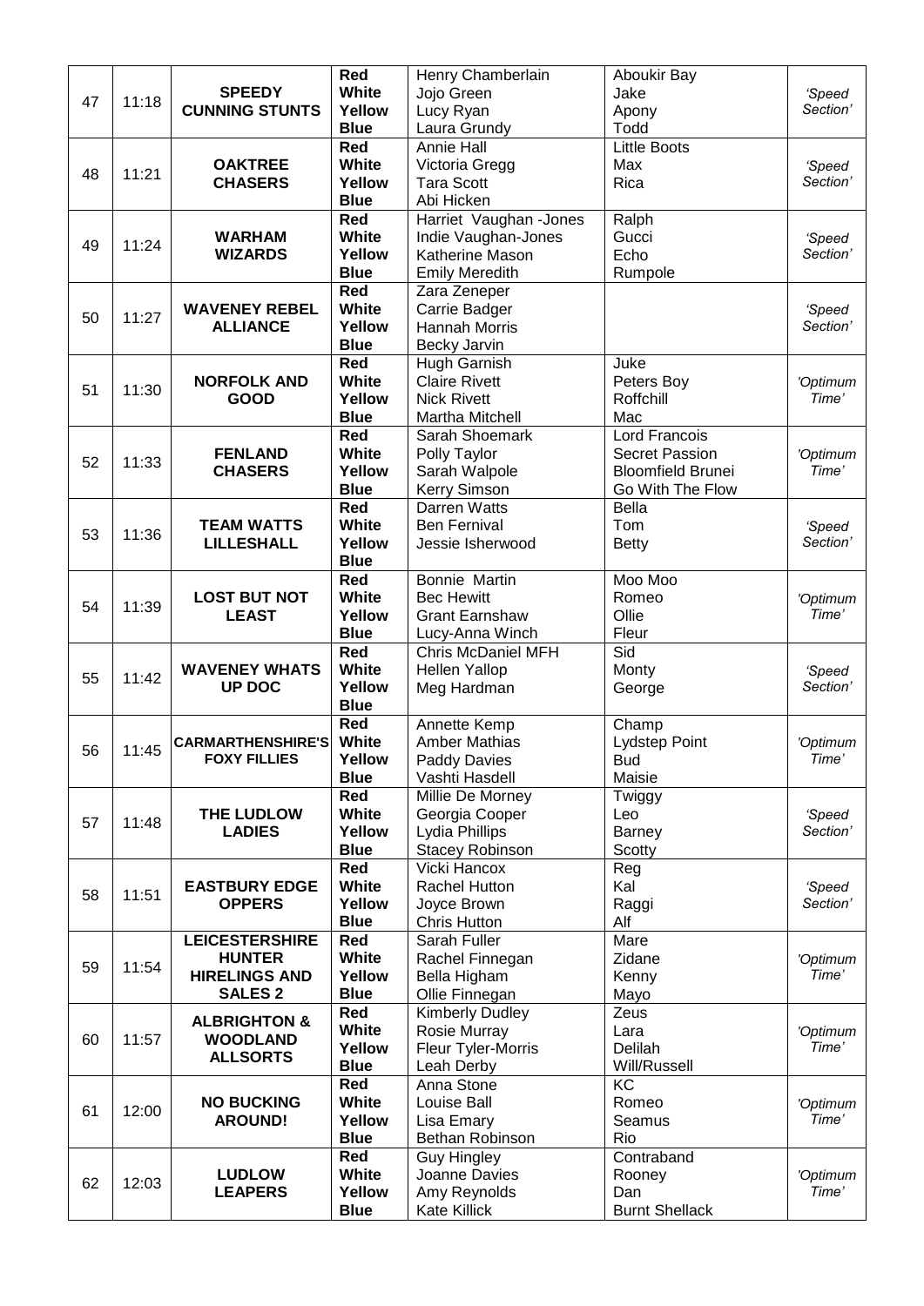| 47 | 11:18 | **SPEEDY CUNNING STUNTS** | **Red** | Henry Chamberlain | Aboukir Bay | *'Speed Section'* |
|---|---|---|---|---|---|---|
| | | | **White** | Jojo Green | Jake | |
| | | | **Yellow** | Lucy Ryan | Apony | |
| | | | **Blue** | Laura Grundy | Todd | |
| 48 | 11:21 | **OAKTREE CHASERS** | **Red** | Annie Hall | Little Boots | *'Speed Section'* |
| | | | **White** | Victoria Gregg | Max | |
| | | | **Yellow** | Tara Scott | Rica | |
| | | | **Blue** | Abi Hicken | | |
| 49 | 11:24 | **WARHAM WIZARDS** | **Red** | Harriet Vaughan -Jones | Ralph | *'Speed Section'* |
| | | | **White** | Indie Vaughan-Jones | Gucci | |
| | | | **Yellow** | Katherine Mason | Echo | |
| | | | **Blue** | Emily Meredith | Rumpole | |
| 50 | 11:27 | **WAVENEY REBEL ALLIANCE** | **Red** | Zara Zeneper | | *'Speed Section'* |
| | | | **White** | Carrie Badger | | |
| | | | **Yellow** | Hannah Morris | | |
| | | | **Blue** | Becky Jarvin | | |
| 51 | 11:30 | **NORFOLK AND GOOD** | **Red** | Hugh Garnish | Juke | *'Optimum Time'* |
| | | | **White** | Claire Rivett | Peters Boy | |
| | | | **Yellow** | Nick Rivett | Roffchill | |
| | | | **Blue** | Martha Mitchell | Mac | |
| 52 | 11:33 | **FENLAND CHASERS** | **Red** | Sarah Shoemark | Lord Francois | *'Optimum Time'* |
| | | | **White** | Polly Taylor | Secret Passion | |
| | | | **Yellow** | Sarah Walpole | Bloomfield Brunei | |
| | | | **Blue** | Kerry Simson | Go With The Flow | |
| 53 | 11:36 | **TEAM WATTS LILLESHALL** | **Red** | Darren Watts | Bella | *'Speed Section'* |
| | | | **White** | Ben Fernival | Tom | |
| | | | **Yellow** | Jessie Isherwood | Betty | |
| | | | **Blue** | | | |
| 54 | 11:39 | **LOST BUT NOT LEAST** | **Red** | Bonnie Martin | Moo Moo | *'Optimum Time'* |
| | | | **White** | Bec Hewitt | Romeo | |
| | | | **Yellow** | Grant Earnshaw | Ollie | |
| | | | **Blue** | Lucy-Anna Winch | Fleur | |
| 55 | 11:42 | **WAVENEY WHATS UP DOC** | **Red** | Chris McDaniel MFH | Sid | *'Speed Section'* |
| | | | **White** | Hellen Yallop | Monty | |
| | | | **Yellow** | Meg Hardman | George | |
| | | | **Blue** | | | |
| 56 | 11:45 | **CARMARTHENSHIRE'S FOXY FILLIES** | **Red** | Annette Kemp | Champ | *'Optimum Time'* |
| | | | **White** | Amber Mathias | Lydstep Point | |
| | | | **Yellow** | Paddy Davies | Bud | |
| | | | **Blue** | Vashti Hasdell | Maisie | |
| 57 | 11:48 | **THE LUDLOW LADIES** | **Red** | Millie De Morney | Twiggy | *'Speed Section'* |
| | | | **White** | Georgia Cooper | Leo | |
| | | | **Yellow** | Lydia Phillips | Barney | |
| | | | **Blue** | Stacey Robinson | Scotty | |
| 58 | 11:51 | **EASTBURY EDGE OPPERS** | **Red** | Vicki Hancox | Reg | *'Speed Section'* |
| | | | **White** | Rachel Hutton | Kal | |
| | | | **Yellow** | Joyce Brown | Raggi | |
| | | | **Blue** | Chris Hutton | Alf | |
| 59 | 11:54 | **LEICESTERSHIRE HUNTER HIRELINGS AND SALES 2** | **Red** | Sarah Fuller | Mare | *'Optimum Time'* |
| | | | **White** | Rachel Finnegan | Zidane | |
| | | | **Yellow** | Bella Higham | Kenny | |
| | | | **Blue** | Ollie Finnegan | Mayo | |
| 60 | 11:57 | **ALBRIGHTON & WOODLAND ALLSORTS** | **Red** | Kimberly Dudley | Zeus | *'Optimum Time'* |
| | | | **White** | Rosie Murray | Lara | |
| | | | **Yellow** | Fleur Tyler-Morris | Delilah | |
| | | | **Blue** | Leah Derby | Will/Russell | |
| 61 | 12:00 | **NO BUCKING AROUND!** | **Red** | Anna Stone | KC | *'Optimum Time'* |
| | | | **White** | Louise Ball | Romeo | |
| | | | **Yellow** | Lisa Emary | Seamus | |
| | | | **Blue** | Bethan Robinson | Rio | |
| 62 | 12:03 | **LUDLOW LEAPERS** | **Red** | Guy Hingley | Contraband | *'Optimum Time'* |
| | | | **White** | Joanne Davies | Rooney | |
| | | | **Yellow** | Amy Reynolds | Dan | |
| | | | **Blue** | Kate Killick | Burnt Shellack | |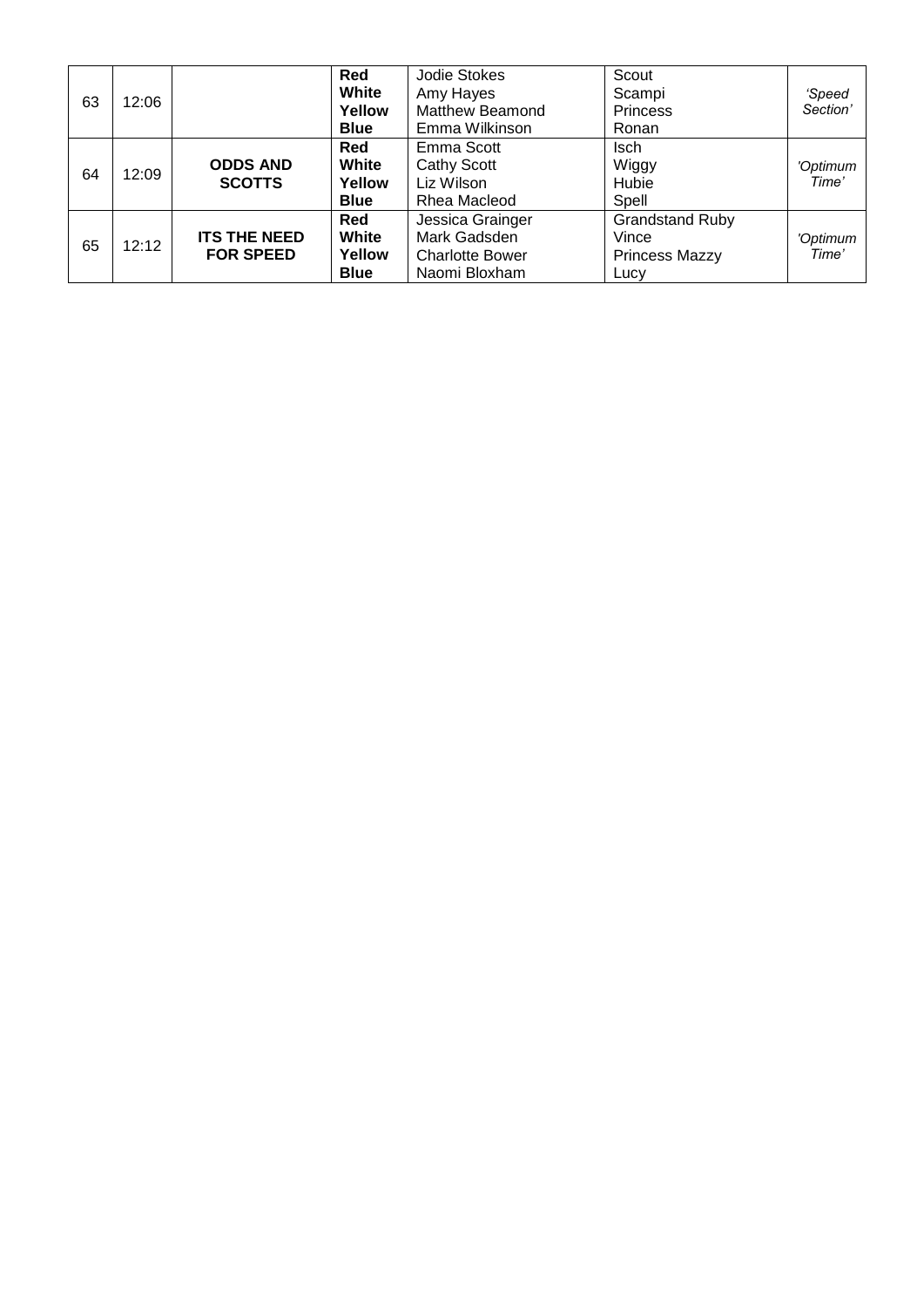| | | | | | | |
|---|---|---|---|---|---|---|
| 63 | 12:06 | | **Red**<br>**White**<br>**Yellow**<br>**Blue** | Jodie Stokes<br>Amy Hayes<br>Matthew Beamond<br>Emma Wilkinson | Scout<br>Scampi<br>Princess<br>Ronan | *'Speed Section'* |
| 64 | 12:09 | **ODDS AND SCOTTS** | **Red**<br>**White**<br>**Yellow**<br>**Blue** | Emma Scott<br>Cathy Scott<br>Liz Wilson<br>Rhea Macleod | Isch<br>Wiggy<br>Hubie<br>Spell | *'Optimum Time'* |
| 65 | 12:12 | **ITS THE NEED FOR SPEED** | **Red**<br>**White**<br>**Yellow**<br>**Blue** | Jessica Grainger<br>Mark Gadsden<br>Charlotte Bower<br>Naomi Bloxham | Grandstand Ruby<br>Vince<br>Princess Mazzy<br>Lucy | *'Optimum Time'* |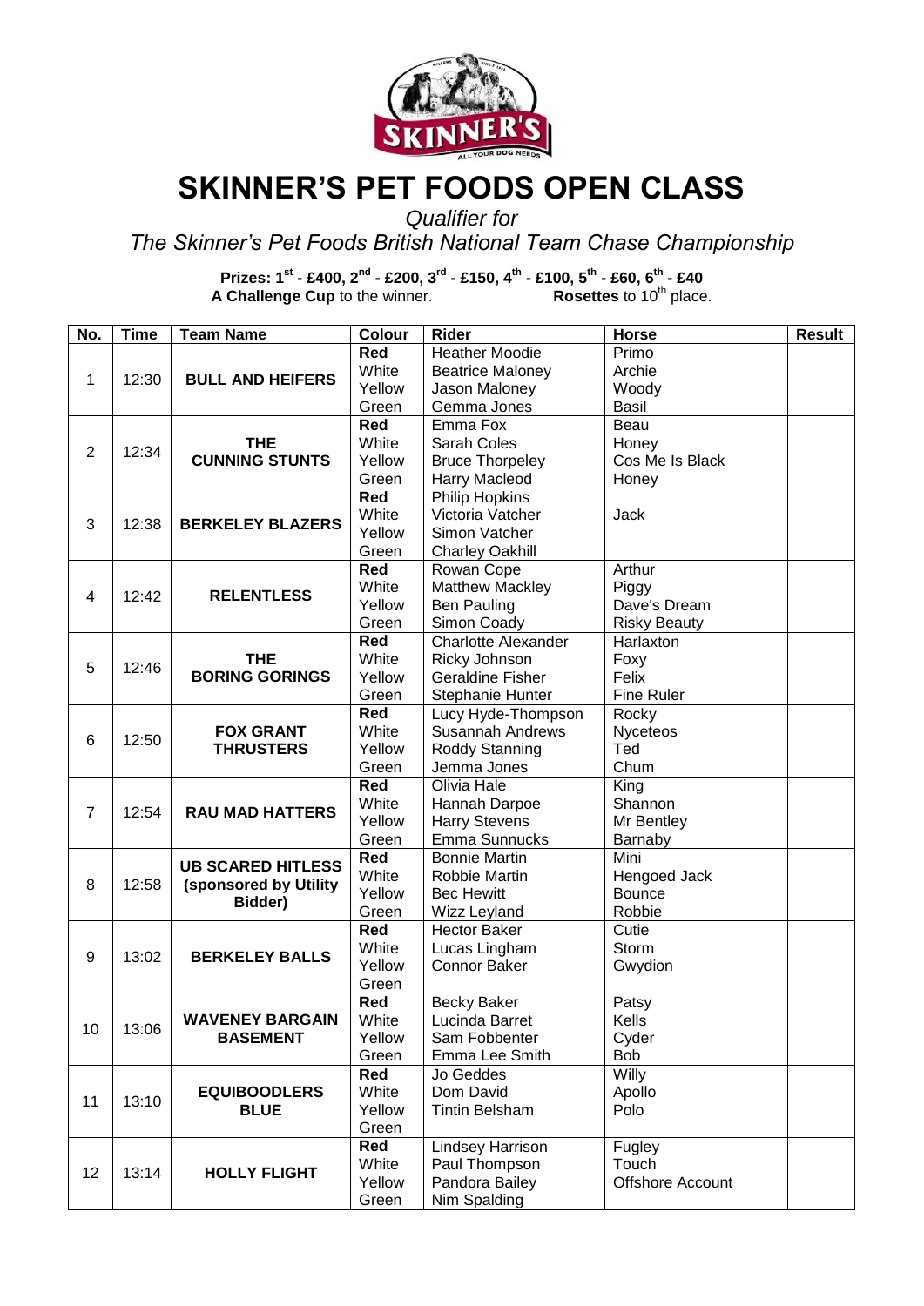# SKINNER'S PET FOODS OPEN CLASS

*Qualifier for*
*The Skinner's Pet Foods British National Team Chase Championship*

**Prizes: 1st - £400, 2nd - £200, 3rd - £150, 4th - £100, 5th - £60, 6th - £40**
**A Challenge Cup** to the winner. **Rosettes** to 10th place.

| No. | Time | Team Name | Colour | Rider | Horse | Result |
|---|---|---|---|---|---|---|
| 1 | 12:30 | **BULL AND HEIFERS** | **Red**<br>White<br>Yellow<br>Green | Heather Moodie<br>Beatrice Maloney<br>Jason Maloney<br>Gemma Jones | Primo<br>Archie<br>Woody<br>Basil | |
| 2 | 12:34 | **THE CUNNING STUNTS** | **Red**<br>White<br>Yellow<br>Green | Emma Fox<br>Sarah Coles<br>Bruce Thorpeley<br>Harry Macleod | Beau<br>Honey<br>Cos Me Is Black<br>Honey | |
| 3 | 12:38 | **BERKELEY BLAZERS** | **Red**<br>White<br>Yellow<br>Green | Philip Hopkins<br>Victoria Vatcher<br>Simon Vatcher<br>Charley Oakhill | Jack | |
| 4 | 12:42 | **RELENTLESS** | **Red**<br>White<br>Yellow<br>Green | Rowan Cope<br>Matthew Mackley<br>Ben Pauling<br>Simon Coady | Arthur<br>Piggy<br>Dave's Dream<br>Risky Beauty | |
| 5 | 12:46 | **THE BORING GORINGS** | **Red**<br>White<br>Yellow<br>Green | Charlotte Alexander<br>Ricky Johnson<br>Geraldine Fisher<br>Stephanie Hunter | Harlaxton<br>Foxy<br>Felix<br>Fine Ruler | |
| 6 | 12:50 | **FOX GRANT THRUSTERS** | **Red**<br>White<br>Yellow<br>Green | Lucy Hyde-Thompson<br>Susannah Andrews<br>Roddy Stanning<br>Jemma Jones | Rocky<br>Nyceteos<br>Ted<br>Chum | |
| 7 | 12:54 | **RAU MAD HATTERS** | **Red**<br>White<br>Yellow<br>Green | Olivia Hale<br>Hannah Darpoe<br>Harry Stevens<br>Emma Sunnucks | King<br>Shannon<br>Mr Bentley<br>Barnaby | |
| 8 | 12:58 | **UB SCARED HITLESS (sponsored by Utility Bidder)** | **Red**<br>White<br>Yellow<br>Green | Bonnie Martin<br>Robbie Martin<br>Bec Hewitt<br>Wizz Leyland | Mini<br>Hengoed Jack<br>Bounce<br>Robbie | |
| 9 | 13:02 | **BERKELEY BALLS** | **Red**<br>White<br>Yellow<br>Green | Hector Baker<br>Lucas Lingham<br>Connor Baker | Cutie<br>Storm<br>Gwydion | |
| 10 | 13:06 | **WAVENEY BARGAIN BASEMENT** | **Red**<br>White<br>Yellow<br>Green | Becky Baker<br>Lucinda Barret<br>Sam Fobbenter<br>Emma Lee Smith | Patsy<br>Kells<br>Cyder<br>Bob | |
| 11 | 13:10 | **EQUIBOODLERS BLUE** | **Red**<br>White<br>Yellow<br>Green | Jo Geddes<br>Dom David<br>Tintin Belsham | Willy<br>Apollo<br>Polo | |
| 12 | 13:14 | **HOLLY FLIGHT** | **Red**<br>White<br>Yellow<br>Green | Lindsey Harrison<br>Paul Thompson<br>Pandora Bailey<br>Nim Spalding | Fugley<br>Touch<br>Offshore Account | |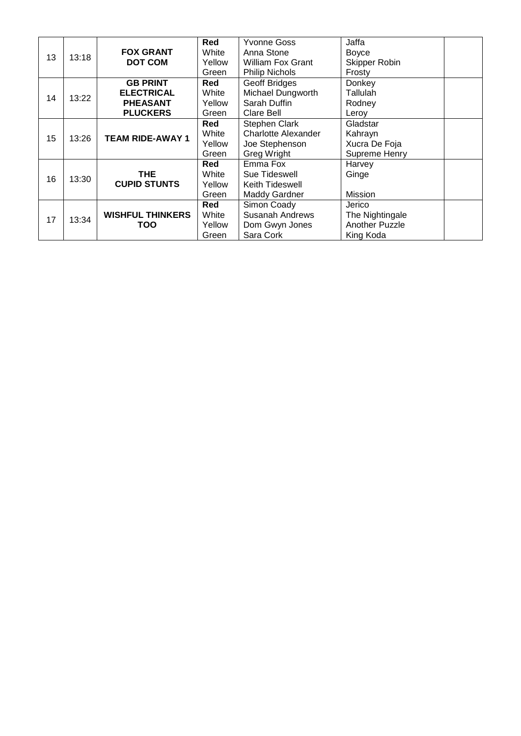| | | | | | | |
|---|---|---|---|---|---|---|
| 13 | 13:18 | **FOX GRANT DOT COM** | **Red** | Yvonne Goss | Jaffa | |
| | | | White | Anna Stone | Boyce | |
| | | | Yellow | William Fox Grant | Skipper Robin | |
| | | | Green | Philip Nichols | Frosty | |
| 14 | 13:22 | **GB PRINT ELECTRICAL PHEASANT PLUCKERS** | **Red** | Geoff Bridges | Donkey | |
| | | | White | Michael Dungworth | Tallulah | |
| | | | Yellow | Sarah Duffin | Rodney | |
| | | | Green | Clare Bell | Leroy | |
| 15 | 13:26 | **TEAM RIDE-AWAY 1** | **Red** | Stephen Clark | Gladstar | |
| | | | White | Charlotte Alexander | Kahrayn | |
| | | | Yellow | Joe Stephenson | Xucra De Foja | |
| | | | Green | Greg Wright | Supreme Henry | |
| 16 | 13:30 | **THE CUPID STUNTS** | **Red** | Emma Fox | Harvey | |
| | | | White | Sue Tideswell | Ginge | |
| | | | Yellow | Keith Tideswell | | |
| | | | Green | Maddy Gardner | Mission | |
| 17 | 13:34 | **WISHFUL THINKERS TOO** | **Red** | Simon Coady | Jerico | |
| | | | White | Susanah Andrews | The Nightingale | |
| | | | Yellow | Dom Gwyn Jones | Another Puzzle | |
| | | | Green | Sara Cork | King Koda | |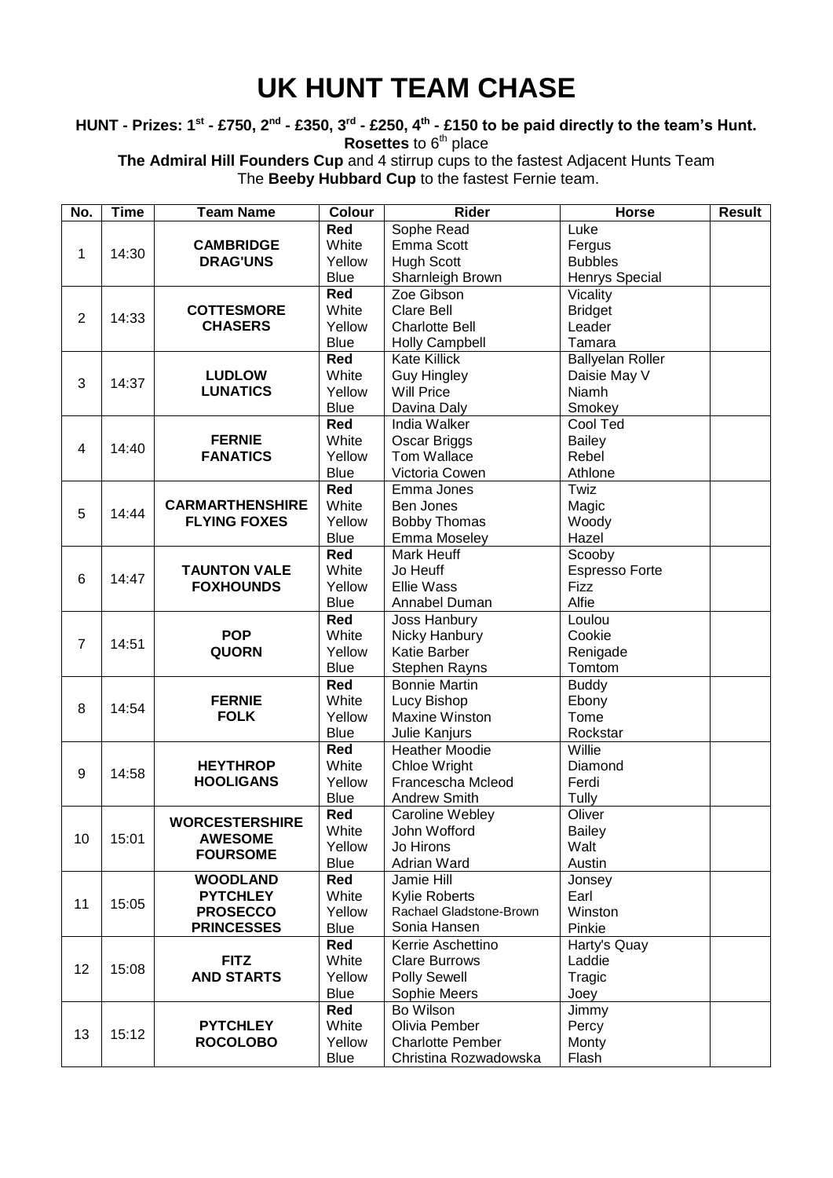# UK HUNT TEAM CHASE

**HUNT - Prizes: 1st - £750, 2nd - £350, 3rd - £250, 4th - £150 to be paid directly to the team's Hunt.**

**Rosettes** to 6th place

**The Admiral Hill Founders Cup** and 4 stirrup cups to the fastest Adjacent Hunts Team

The **Beeby Hubbard Cup** to the fastest Fernie team.

| No. | Time | Team Name | Colour | Rider | Horse | Result |
|---|---|---|---|---|---|---|
| 1 | 14:30 | **CAMBRIDGE DRAG'UNS** | **Red** | Sophe Read | Luke | |
| | | | White | Emma Scott | Fergus | |
| | | | Yellow | Hugh Scott | Bubbles | |
| | | | Blue | Sharnleigh Brown | Henrys Special | |
| 2 | 14:33 | **COTTESMORE CHASERS** | **Red** | Zoe Gibson | Vicality | |
| | | | White | Clare Bell | Bridget | |
| | | | Yellow | Charlotte Bell | Leader | |
| | | | Blue | Holly Campbell | Tamara | |
| 3 | 14:37 | **LUDLOW LUNATICS** | **Red** | Kate Killick | Ballyelan Roller | |
| | | | White | Guy Hingley | Daisie May V | |
| | | | Yellow | Will Price | Niamh | |
| | | | Blue | Davina Daly | Smokey | |
| 4 | 14:40 | **FERNIE FANATICS** | **Red** | India Walker | Cool Ted | |
| | | | White | Oscar Briggs | Bailey | |
| | | | Yellow | Tom Wallace | Rebel | |
| | | | Blue | Victoria Cowen | Athlone | |
| 5 | 14:44 | **CARMARTHENSHIRE FLYING FOXES** | **Red** | Emma Jones | Twiz | |
| | | | White | Ben Jones | Magic | |
| | | | Yellow | Bobby Thomas | Woody | |
| | | | Blue | Emma Moseley | Hazel | |
| 6 | 14:47 | **TAUNTON VALE FOXHOUNDS** | **Red** | Mark Heuff | Scooby | |
| | | | White | Jo Heuff | Espresso Forte | |
| | | | Yellow | Ellie Wass | Fizz | |
| | | | Blue | Annabel Duman | Alfie | |
| 7 | 14:51 | **POP QUORN** | **Red** | Joss Hanbury | Loulou | |
| | | | White | Nicky Hanbury | Cookie | |
| | | | Yellow | Katie Barber | Renigade | |
| | | | Blue | Stephen Rayns | Tomtom | |
| 8 | 14:54 | **FERNIE FOLK** | **Red** | Bonnie Martin | Buddy | |
| | | | White | Lucy Bishop | Ebony | |
| | | | Yellow | Maxine Winston | Tome | |
| | | | Blue | Julie Kanjurs | Rockstar | |
| 9 | 14:58 | **HEYTHROP HOOLIGANS** | **Red** | Heather Moodie | Willie | |
| | | | White | Chloe Wright | Diamond | |
| | | | Yellow | Francescha Mcleod | Ferdi | |
| | | | Blue | Andrew Smith | Tully | |
| 10 | 15:01 | **WORCESTERSHIRE AWESOME FOURSOME** | **Red** | Caroline Webley | Oliver | |
| | | | White | John Wofford | Bailey | |
| | | | Yellow | Jo Hirons | Walt | |
| | | | Blue | Adrian Ward | Austin | |
| 11 | 15:05 | **WOODLAND PYTCHLEY PROSECCO PRINCESSES** | **Red** | Jamie Hill | Jonsey | |
| | | | White | Kylie Roberts | Earl | |
| | | | Yellow | Rachael Gladstone-Brown | Winston | |
| | | | Blue | Sonia Hansen | Pinkie | |
| 12 | 15:08 | **FITZ AND STARTS** | **Red** | Kerrie Aschettino | Harty's Quay | |
| | | | White | Clare Burrows | Laddie | |
| | | | Yellow | Polly Sewell | Tragic | |
| | | | Blue | Sophie Meers | Joey | |
| 13 | 15:12 | **PYTCHLEY ROCOLOBO** | **Red** | Bo Wilson | Jimmy | |
| | | | White | Olivia Pember | Percy | |
| | | | Yellow | Charlotte Pember | Monty | |
| | | | Blue | Christina Rozwadowska | Flash | |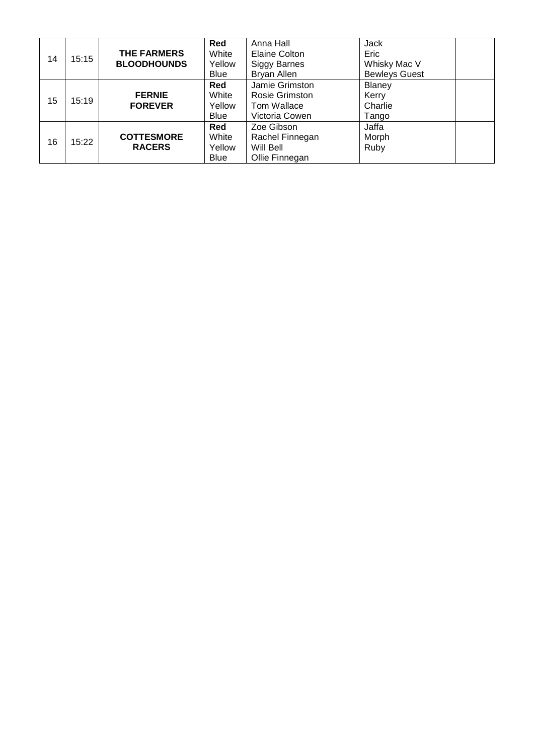| | | | | | | |
|---|---|---|---|---|---|---|
| 14 | 15:15 | **THE FARMERS BLOODHOUNDS** | **Red** | Anna Hall | Jack | |
| | | | White | Elaine Colton | Eric | |
| | | | Yellow | Siggy Barnes | Whisky Mac V | |
| | | | Blue | Bryan Allen | Bewleys Guest | |
| 15 | 15:19 | **FERNIE FOREVER** | **Red** | Jamie Grimston | Blaney | |
| | | | White | Rosie Grimston | Kerry | |
| | | | Yellow | Tom Wallace | Charlie | |
| | | | Blue | Victoria Cowen | Tango | |
| 16 | 15:22 | **COTTESMORE RACERS** | **Red** | Zoe Gibson | Jaffa | |
| | | | White | Rachel Finnegan | Morph | |
| | | | Yellow | Will Bell | Ruby | |
| | | | Blue | Ollie Finnegan | | |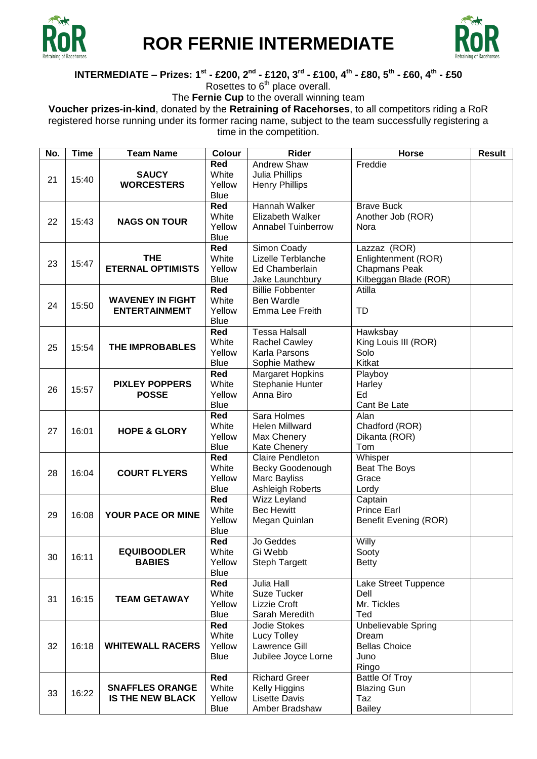# ROR FERNIE INTERMEDIATE

**INTERMEDIATE – Prizes: 1st - £200, 2nd - £120, 3rd - £100, 4th - £80, 5th - £60, 4th - £50**

Rosettes to 6th place overall.

The **Fernie Cup** to the overall winning team

**Voucher prizes-in-kind**, donated by the **Retraining of Racehorses**, to all competitors riding a RoR registered horse running under its former racing name, subject to the team successfully registering a time in the competition.

| No. | Time | Team Name | Colour | Rider | Horse | Result |
|---|---|---|---|---|---|---|
| 21 | 15:40 | **SAUCY WORCESTERS** | **Red**<br>White<br>Yellow<br>Blue | Andrew Shaw<br>Julia Phillips<br>Henry Phillips | Freddie | |
| 22 | 15:43 | **NAGS ON TOUR** | **Red**<br>White<br>Yellow<br>Blue | Hannah Walker<br>Elizabeth Walker<br>Annabel Tuinberrow | Brave Buck<br>Another Job (ROR)<br>Nora | |
| 23 | 15:47 | **THE ETERNAL OPTIMISTS** | **Red**<br>White<br>Yellow<br>Blue | Simon Coady<br>Lizelle Terblanche<br>Ed Chamberlain<br>Jake Launchbury | Lazzaz (ROR)<br>Enlightenment (ROR)<br>Chapmans Peak<br>Kilbeggan Blade (ROR) | |
| 24 | 15:50 | **WAVENEY IN FIGHT ENTERTAINMEMT** | **Red**<br>White<br>Yellow<br>Blue | Billie Fobbenter<br>Ben Wardle<br>Emma Lee Freith | Atilla<br><br>TD | |
| 25 | 15:54 | **THE IMPROBABLES** | **Red**<br>White<br>Yellow<br>Blue | Tessa Halsall<br>Rachel Cawley<br>Karla Parsons<br>Sophie Mathew | Hawksbay<br>King Louis III (ROR)<br>Solo<br>Kitkat | |
| 26 | 15:57 | **PIXLEY POPPERS POSSE** | **Red**<br>White<br>Yellow<br>Blue | Margaret Hopkins<br>Stephanie Hunter<br>Anna Biro | Playboy<br>Harley<br>Ed<br>Cant Be Late | |
| 27 | 16:01 | **HOPE & GLORY** | **Red**<br>White<br>Yellow<br>Blue | Sara Holmes<br>Helen Millward<br>Max Chenery<br>Kate Chenery | Alan<br>Chadford (ROR)<br>Dikanta (ROR)<br>Tom | |
| 28 | 16:04 | **COURT FLYERS** | **Red**<br>White<br>Yellow<br>Blue | Claire Pendleton<br>Becky Goodenough<br>Marc Bayliss<br>Ashleigh Roberts | Whisper<br>Beat The Boys<br>Grace<br>Lordy | |
| 29 | 16:08 | **YOUR PACE OR MINE** | **Red**<br>White<br>Yellow<br>Blue | Wizz Leyland<br>Bec Hewitt<br>Megan Quinlan | Captain<br>Prince Earl<br>Benefit Evening (ROR) | |
| 30 | 16:11 | **EQUIBOODLER BABIES** | **Red**<br>White<br>Yellow<br>Blue | Jo Geddes<br>Gi Webb<br>Steph Targett | Willy<br>Sooty<br>Betty | |
| 31 | 16:15 | **TEAM GETAWAY** | **Red**<br>White<br>Yellow<br>Blue | Julia Hall<br>Suze Tucker<br>Lizzie Croft<br>Sarah Meredith | Lake Street Tuppence<br>Dell<br>Mr. Tickles<br>Ted | |
| 32 | 16:18 | **WHITEWALL RACERS** | **Red**<br>White<br>Yellow<br>Blue | Jodie Stokes<br>Lucy Tolley<br>Lawrence Gill<br>Jubilee Joyce Lorne | Unbelievable Spring<br>Dream<br>Bellas Choice<br>Juno<br>Ringo | |
| 33 | 16:22 | **SNAFFLES ORANGE IS THE NEW BLACK** | **Red**<br>White<br>Yellow<br>Blue | Richard Greer<br>Kelly Higgins<br>Lisette Davis<br>Amber Bradshaw | Battle Of Troy<br>Blazing Gun<br>Taz<br>Bailey | |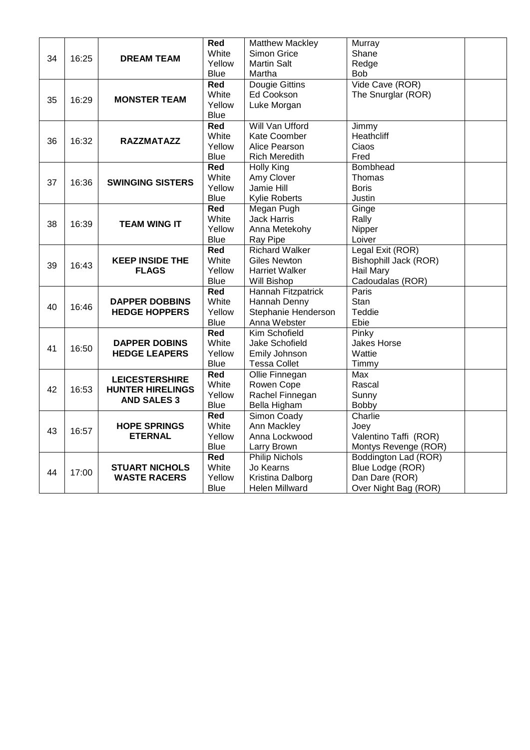| | | | | | | |
|---|---|---|---|---|---|---|
| 34 | 16:25 | **DREAM TEAM** | **Red**<br>White<br>Yellow<br>Blue | Matthew Mackley<br>Simon Grice<br>Martin Salt<br>Martha | Murray<br>Shane<br>Redge<br>Bob | |
| 35 | 16:29 | **MONSTER TEAM** | **Red**<br>White<br>Yellow<br>Blue | Dougie Gittins<br>Ed Cookson<br>Luke Morgan | Vide Cave (ROR)<br>The Snurglar (ROR) | |
| 36 | 16:32 | **RAZZMATAZZ** | **Red**<br>White<br>Yellow<br>Blue | Will Van Ufford<br>Kate Coomber<br>Alice Pearson<br>Rich Meredith | Jimmy<br>Heathcliff<br>Ciaos<br>Fred | |
| 37 | 16:36 | **SWINGING SISTERS** | **Red**<br>White<br>Yellow<br>Blue | Holly King<br>Amy Clover<br>Jamie Hill<br>Kylie Roberts | Bombhead<br>Thomas<br>Boris<br>Justin | |
| 38 | 16:39 | **TEAM WING IT** | **Red**<br>White<br>Yellow<br>Blue | Megan Pugh<br>Jack Harris<br>Anna Metekohy<br>Ray Pipe | Ginge<br>Rally<br>Nipper<br>Loiver | |
| 39 | 16:43 | **KEEP INSIDE THE FLAGS** | **Red**<br>White<br>Yellow<br>Blue | Richard Walker<br>Giles Newton<br>Harriet Walker<br>Will Bishop | Legal Exit (ROR)<br>Bishophill Jack (ROR)<br>Hail Mary<br>Cadoudalas (ROR) | |
| 40 | 16:46 | **DAPPER DOBBINS HEDGE HOPPERS** | **Red**<br>White<br>Yellow<br>Blue | Hannah Fitzpatrick<br>Hannah Denny<br>Stephanie Henderson<br>Anna Webster | Paris<br>Stan<br>Teddie<br>Ebie | |
| 41 | 16:50 | **DAPPER DOBINS HEDGE LEAPERS** | **Red**<br>White<br>Yellow<br>Blue | Kim Schofield<br>Jake Schofield<br>Emily Johnson<br>Tessa Collet | Pinky<br>Jakes Horse<br>Wattie<br>Timmy | |
| 42 | 16:53 | **LEICESTERSHIRE HUNTER HIRELINGS AND SALES 3** | **Red**<br>White<br>Yellow<br>Blue | Ollie Finnegan<br>Rowen Cope<br>Rachel Finnegan<br>Bella Higham | Max<br>Rascal<br>Sunny<br>Bobby | |
| 43 | 16:57 | **HOPE SPRINGS ETERNAL** | **Red**<br>White<br>Yellow<br>Blue | Simon Coady<br>Ann Mackley<br>Anna Lockwood<br>Larry Brown | Charlie<br>Joey<br>Valentino Taffi (ROR)<br>Montys Revenge (ROR) | |
| 44 | 17:00 | **STUART NICHOLS WASTE RACERS** | **Red**<br>White<br>Yellow<br>Blue | Philip Nichols<br>Jo Kearns<br>Kristina Dalborg<br>Helen Millward | Boddington Lad (ROR)<br>Blue Lodge (ROR)<br>Dan Dare (ROR)<br>Over Night Bag (ROR) | |